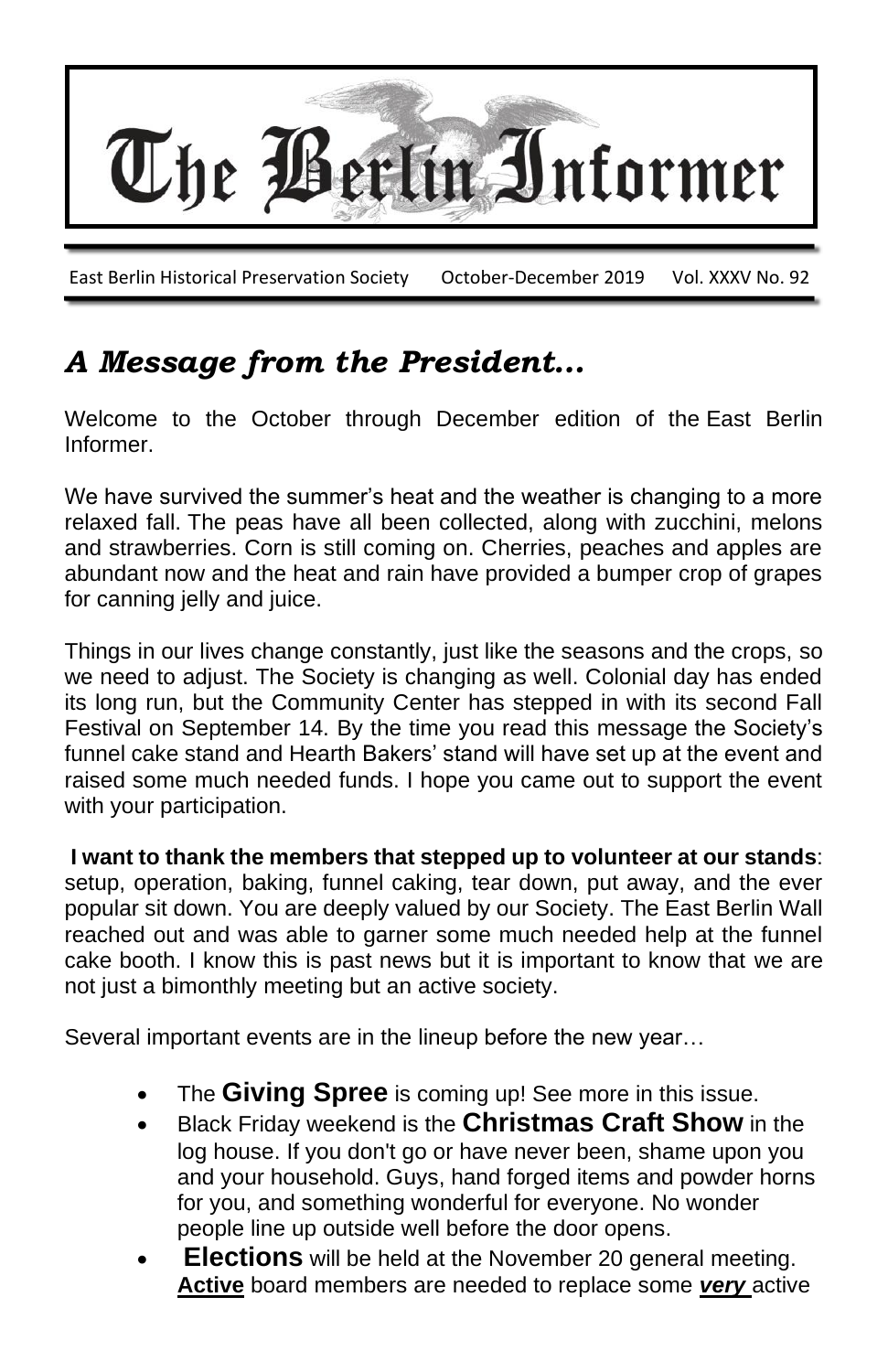# The Berlin Informer

East Berlin Historical Preservation Society — October-December 2019 — Vol. XXXV No. 92

## *A Message from the President…*

Welcome to the October through December edition of the East Berlin Informer.

We have survived the summer's heat and the weather is changing to a more relaxed fall. The peas have all been collected, along with zucchini, melons and strawberries. Corn is still coming on. Cherries, peaches and apples are abundant now and the heat and rain have provided a bumper crop of grapes for canning jelly and juice.

Things in our lives change constantly, just like the seasons and the crops, so we need to adjust. The Society is changing as well. Colonial day has ended its long run, but the Community Center has stepped in with its second Fall Festival on September 14. By the time you read this message the Society's funnel cake stand and Hearth Bakers' stand will have set up at the event and raised some much needed funds. I hope you came out to support the event with your participation.

**I want to thank the members that stepped up to volunteer at our stands**: setup, operation, baking, funnel caking, tear down, put away, and the ever popular sit down. You are deeply valued by our Society. The East Berlin Wall reached out and was able to garner some much needed help at the funnel cake booth. I know this is past news but it is important to know that we are not just a bimonthly meeting but an active society.

Several important events are in the lineup before the new year…

- The **Giving Spree** is coming up! See more in this issue.
- Black Friday weekend is the **Christmas Craft Show** in the log house. If you don't go or have never been, shame upon you and your household. Guys, hand forged items and powder horns for you, and something wonderful for everyone. No wonder people line up outside well before the door opens.
- **Elections** will be held at the November 20 general meeting. **Active** board members are needed to replace some ***very*** active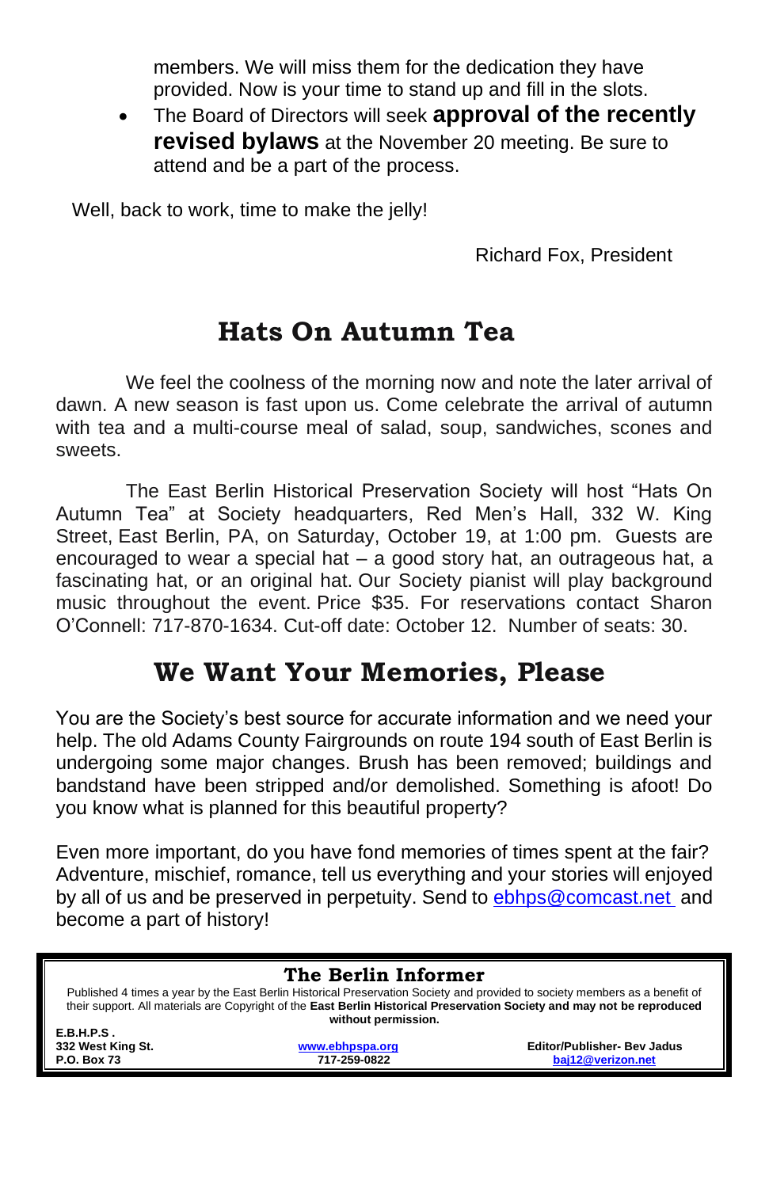members. We will miss them for the dedication they have provided. Now is your time to stand up and fill in the slots.

- The Board of Directors will seek **approval of the recently revised bylaws** at the November 20 meeting. Be sure to attend and be a part of the process.

Well, back to work, time to make the jelly!

Richard Fox, President

## Hats On Autumn Tea

We feel the coolness of the morning now and note the later arrival of dawn. A new season is fast upon us. Come celebrate the arrival of autumn with tea and a multi-course meal of salad, soup, sandwiches, scones and sweets.

The East Berlin Historical Preservation Society will host "Hats On Autumn Tea" at Society headquarters, Red Men's Hall, 332 W. King Street, East Berlin, PA, on Saturday, October 19, at 1:00 pm. Guests are encouraged to wear a special hat – a good story hat, an outrageous hat, a fascinating hat, or an original hat. Our Society pianist will play background music throughout the event. Price $35. For reservations contact Sharon O'Connell: 717-870-1634. Cut-off date: October 12. Number of seats: 30.

## We Want Your Memories, Please

You are the Society's best source for accurate information and we need your help. The old Adams County Fairgrounds on route 194 south of East Berlin is undergoing some major changes. Brush has been removed; buildings and bandstand have been stripped and/or demolished. Something is afoot! Do you know what is planned for this beautiful property?

Even more important, do you have fond memories of times spent at the fair? Adventure, mischief, romance, tell us everything and your stories will enjoyed by all of us and be preserved in perpetuity. Send to ebhps@comcast.net and become a part of history!

---

**The Berlin Informer**

Published 4 times a year by the East Berlin Historical Preservation Society and provided to society members as a benefit of their support. All materials are Copyright of the **East Berlin Historical Preservation Society and may not be reproduced without permission.**

**E.B.H.P.S.**
**332 West King St.**
**P.O. Box 73**

**www.ebhpspa.org**
**717-259-0822**

**Editor/Publisher- Bev Jadus**
**baj12@verizon.net**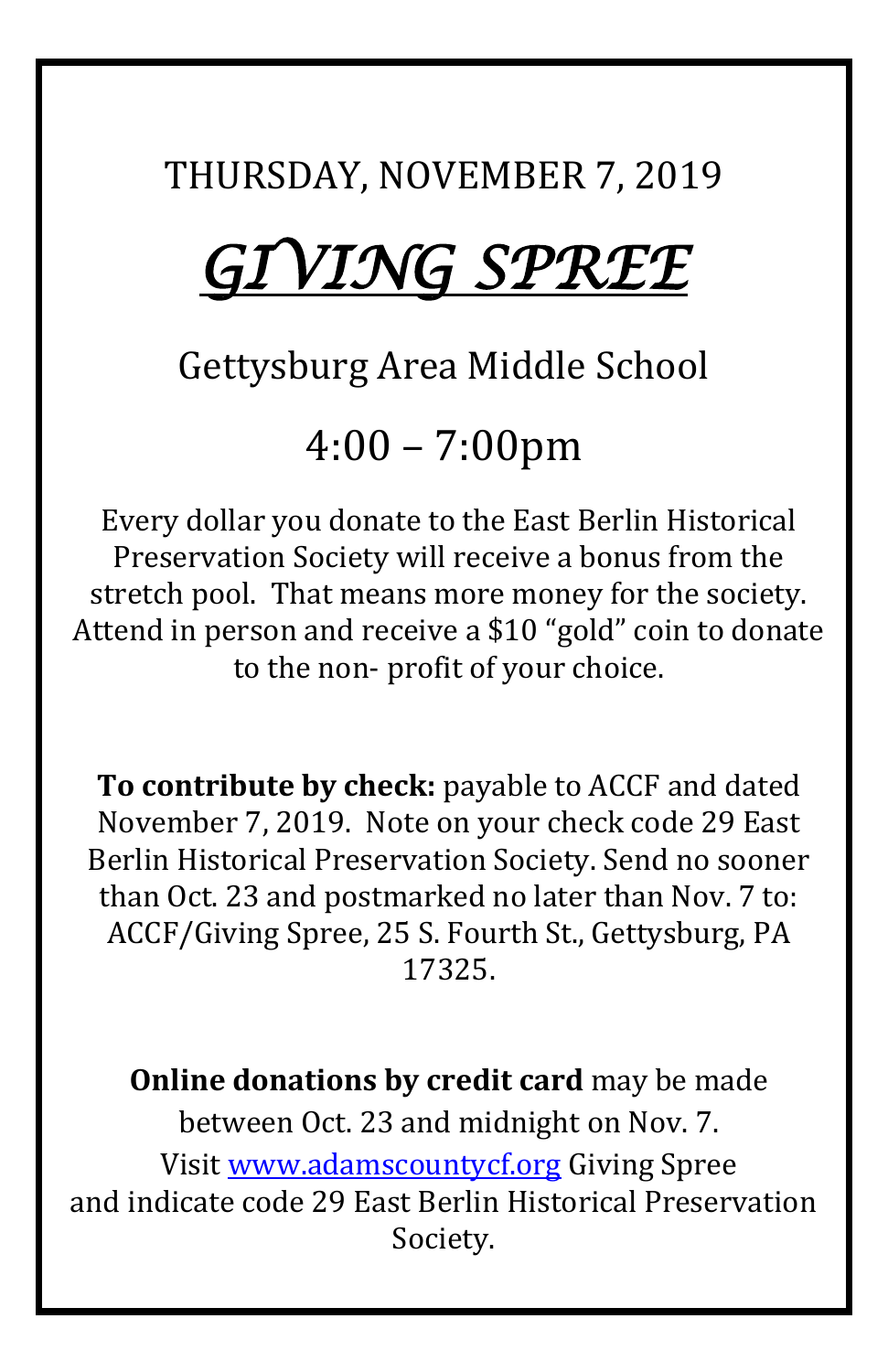THURSDAY, NOVEMBER 7, 2019

# *GIVING SPREE*

## Gettysburg Area Middle School

## 4:00 – 7:00pm

Every dollar you donate to the East Berlin Historical Preservation Society will receive a bonus from the stretch pool. That means more money for the society. Attend in person and receive a $10 "gold" coin to donate to the non- profit of your choice.

**To contribute by check:** payable to ACCF and dated November 7, 2019. Note on your check code 29 East Berlin Historical Preservation Society. Send no sooner than Oct. 23 and postmarked no later than Nov. 7 to: ACCF/Giving Spree, 25 S. Fourth St., Gettysburg, PA 17325.

**Online donations by credit card** may be made between Oct. 23 and midnight on Nov. 7. Visit [www.adamscountycf.org](http://www.adamscountycf.org) Giving Spree and indicate code 29 East Berlin Historical Preservation Society.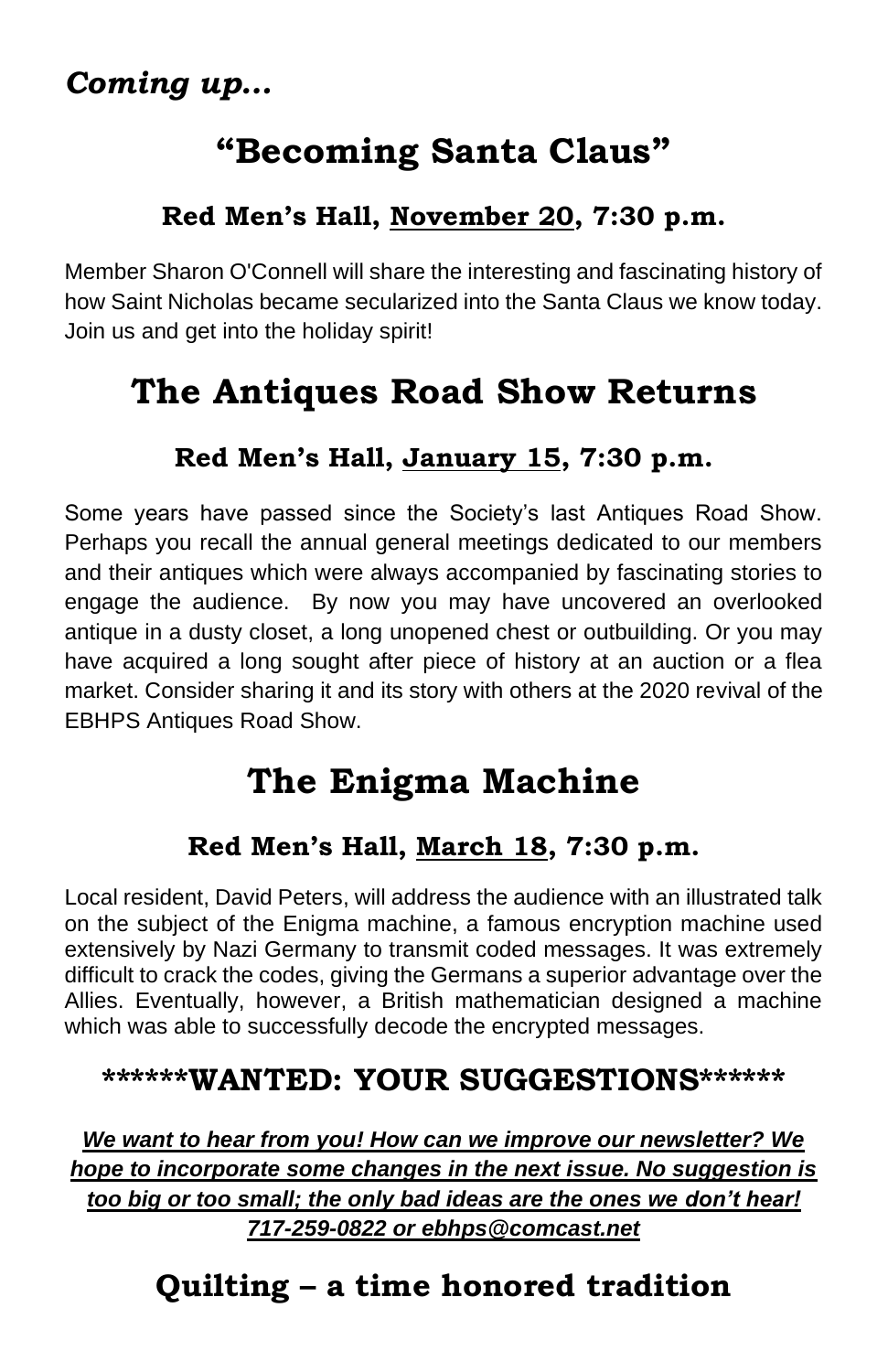*Coming up...*

# "Becoming Santa Claus"

### Red Men's Hall, <u>November 20</u>, 7:30 p.m.

Member Sharon O'Connell will share the interesting and fascinating history of how Saint Nicholas became secularized into the Santa Claus we know today. Join us and get into the holiday spirit!

# The Antiques Road Show Returns

### Red Men's Hall, <u>January 15</u>, 7:30 p.m.

Some years have passed since the Society's last Antiques Road Show. Perhaps you recall the annual general meetings dedicated to our members and their antiques which were always accompanied by fascinating stories to engage the audience. By now you may have uncovered an overlooked antique in a dusty closet, a long unopened chest or outbuilding. Or you may have acquired a long sought after piece of history at an auction or a flea market. Consider sharing it and its story with others at the 2020 revival of the EBHPS Antiques Road Show.

# The Enigma Machine

### Red Men's Hall, <u>March 18</u>, 7:30 p.m.

Local resident, David Peters, will address the audience with an illustrated talk on the subject of the Enigma machine, a famous encryption machine used extensively by Nazi Germany to transmit coded messages. It was extremely difficult to crack the codes, giving the Germans a superior advantage over the Allies. Eventually, however, a British mathematician designed a machine which was able to successfully decode the encrypted messages.

## ******WANTED: YOUR SUGGESTIONS******

***<u>We want to hear from you! How can we improve our newsletter? We hope to incorporate some changes in the next issue. No suggestion is too big or too small; the only bad ideas are the ones we don't hear! 717-259-0822 or ebhps@comcast.net</u>***

## Quilting – a time honored tradition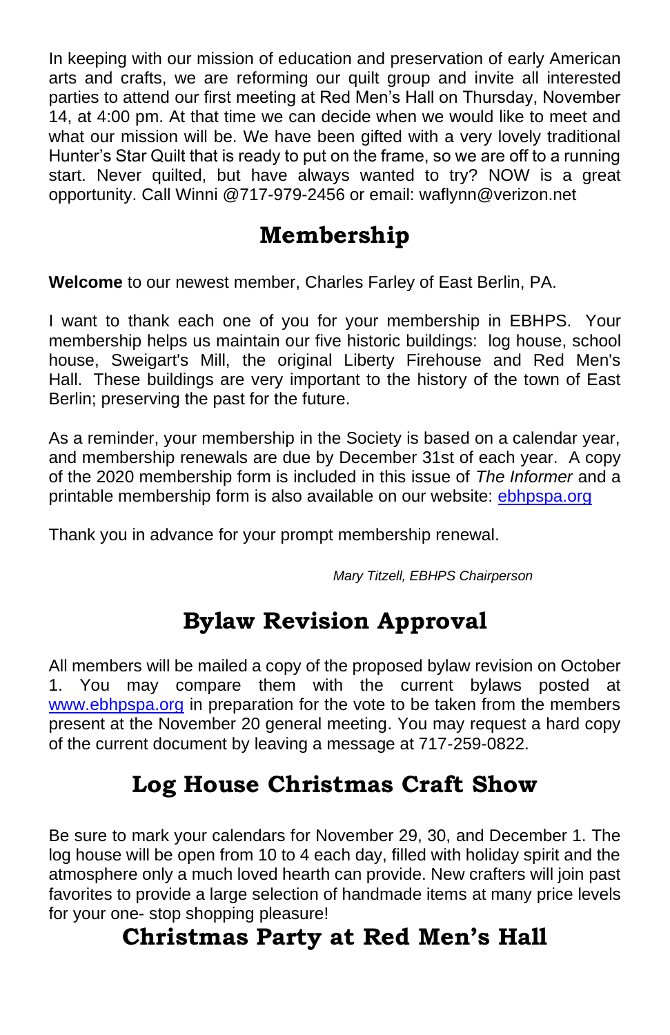In keeping with our mission of education and preservation of early American arts and crafts, we are reforming our quilt group and invite all interested parties to attend our first meeting at Red Men's Hall on Thursday, November 14, at 4:00 pm. At that time we can decide when we would like to meet and what our mission will be. We have been gifted with a very lovely traditional Hunter's Star Quilt that is ready to put on the frame, so we are off to a running start. Never quilted, but have always wanted to try? NOW is a great opportunity. Call Winni @717-979-2456 or email: waflynn@verizon.net

## Membership

**Welcome** to our newest member, Charles Farley of East Berlin, PA.

I want to thank each one of you for your membership in EBHPS. Your membership helps us maintain our five historic buildings: log house, school house, Sweigart's Mill, the original Liberty Firehouse and Red Men's Hall. These buildings are very important to the history of the town of East Berlin; preserving the past for the future.

As a reminder, your membership in the Society is based on a calendar year, and membership renewals are due by December 31st of each year. A copy of the 2020 membership form is included in this issue of *The Informer* and a printable membership form is also available on our website: [ebhpspa.org](ebhpspa.org)

Thank you in advance for your prompt membership renewal.

*Mary Titzell, EBHPS Chairperson*

## Bylaw Revision Approval

All members will be mailed a copy of the proposed bylaw revision on October 1. You may compare them with the current bylaws posted at [www.ebhpspa.org](www.ebhpspa.org) in preparation for the vote to be taken from the members present at the November 20 general meeting. You may request a hard copy of the current document by leaving a message at 717-259-0822.

## Log House Christmas Craft Show

Be sure to mark your calendars for November 29, 30, and December 1. The log house will be open from 10 to 4 each day, filled with holiday spirit and the atmosphere only a much loved hearth can provide. New crafters will join past favorites to provide a large selection of handmade items at many price levels for your one- stop shopping pleasure!

## Christmas Party at Red Men's Hall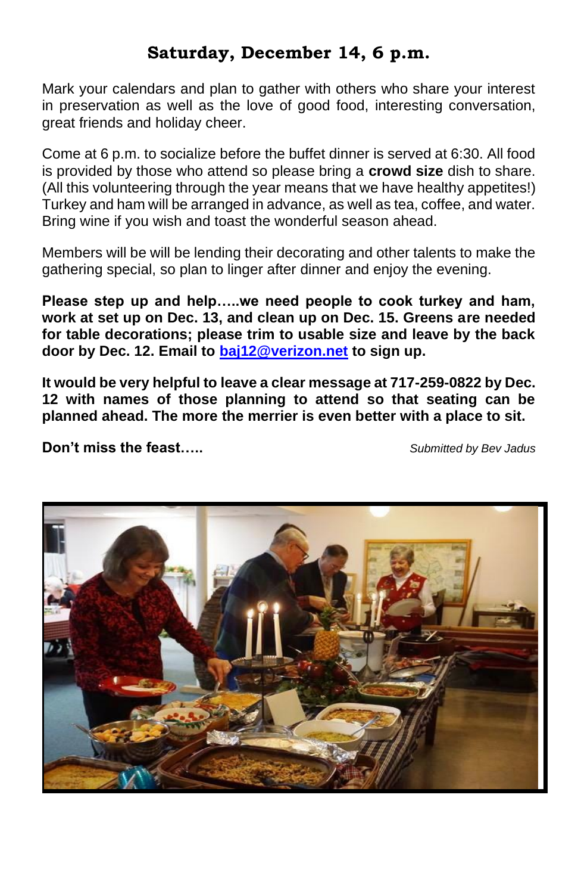## Saturday, December 14, 6 p.m.

Mark your calendars and plan to gather with others who share your interest in preservation as well as the love of good food, interesting conversation, great friends and holiday cheer.

Come at 6 p.m. to socialize before the buffet dinner is served at 6:30. All food is provided by those who attend so please bring a **crowd size** dish to share. (All this volunteering through the year means that we have healthy appetites!) Turkey and ham will be arranged in advance, as well as tea, coffee, and water. Bring wine if you wish and toast the wonderful season ahead.

Members will be will be lending their decorating and other talents to make the gathering special, so plan to linger after dinner and enjoy the evening.

**Please step up and help…..we need people to cook turkey and ham, work at set up on Dec. 13, and clean up on Dec. 15. Greens are needed for table decorations; please trim to usable size and leave by the back door by Dec. 12. Email to [baj12@verizon.net](mailto:baj12@verizon.net) to sign up.**

**It would be very helpful to leave a clear message at 717-259-0822 by Dec. 12 with names of those planning to attend so that seating can be planned ahead. The more the merrier is even better with a place to sit.**

**Don't miss the feast…..**

*Submitted by Bev Jadus*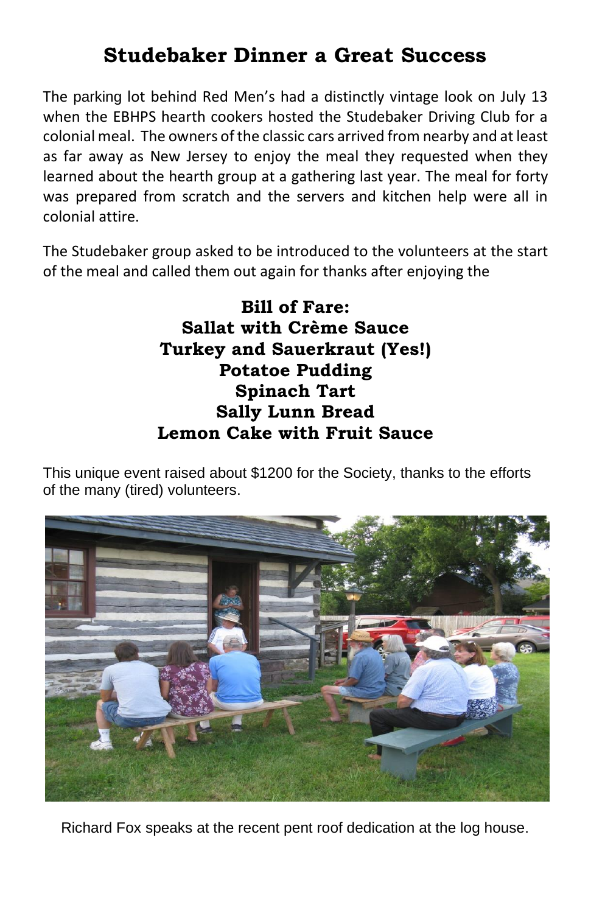# Studebaker Dinner a Great Success

The parking lot behind Red Men's had a distinctly vintage look on July 13 when the EBHPS hearth cookers hosted the Studebaker Driving Club for a colonial meal. The owners of the classic cars arrived from nearby and at least as far away as New Jersey to enjoy the meal they requested when they learned about the hearth group at a gathering last year. The meal for forty was prepared from scratch and the servers and kitchen help were all in colonial attire.

The Studebaker group asked to be introduced to the volunteers at the start of the meal and called them out again for thanks after enjoying the

**Bill of Fare:**
**Sallat with Crème Sauce**
**Turkey and Sauerkraut (Yes!)**
**Potatoe Pudding**
**Spinach Tart**
**Sally Lunn Bread**
**Lemon Cake with Fruit Sauce**

This unique event raised about $1200 for the Society, thanks to the efforts of the many (tired) volunteers.

Richard Fox speaks at the recent pent roof dedication at the log house.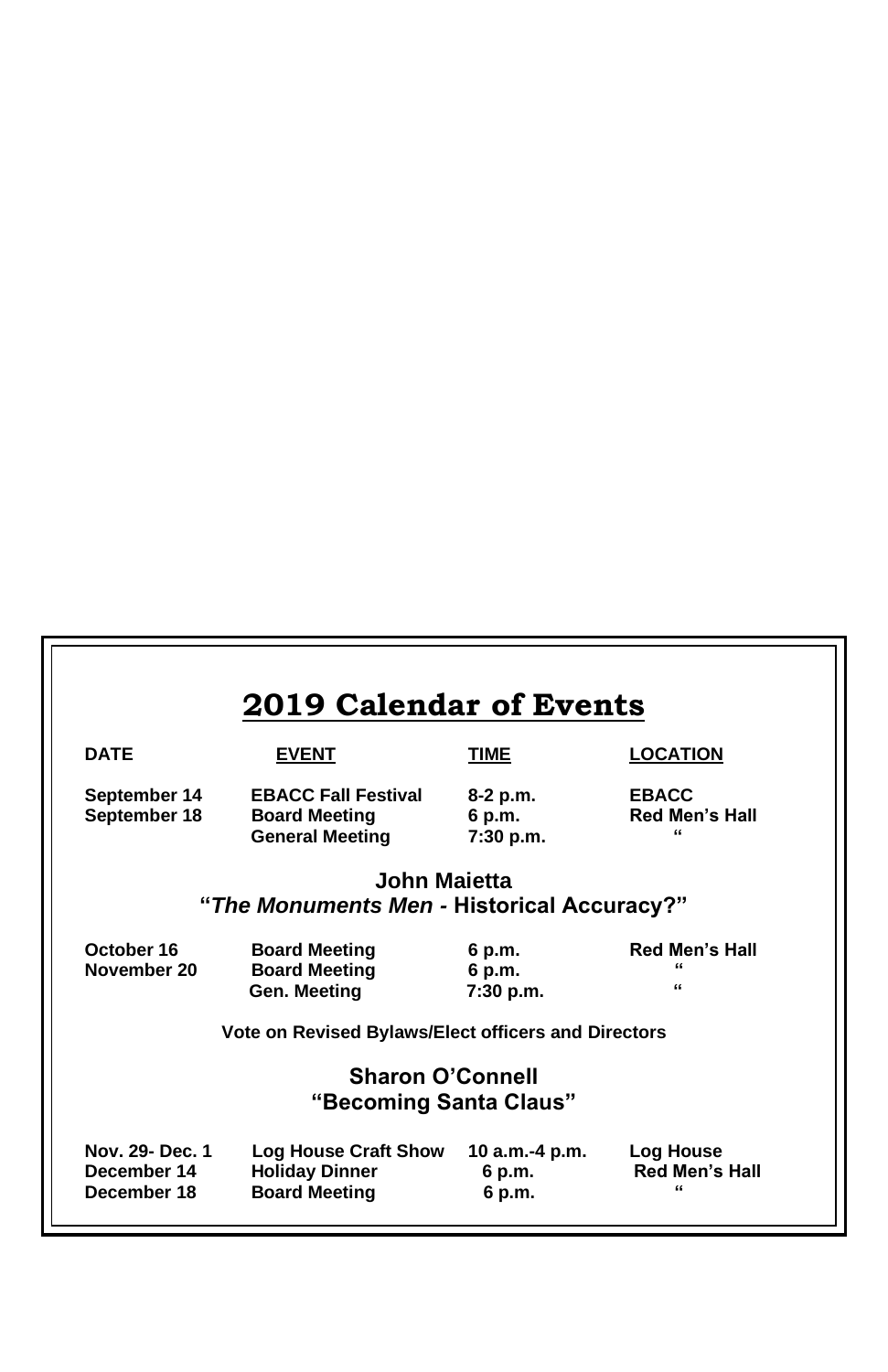# 2019 Calendar of Events

| DATE | EVENT | TIME | LOCATION |
| --- | --- | --- | --- |
| September 14 | EBACC Fall Festival | 8-2 p.m. | EBACC |
| September 18 | Board Meeting | 6 p.m. | Red Men's Hall |
| | General Meeting | 7:30 p.m. | " |

**John Maietta**
**"*The Monuments Men* - Historical Accuracy?"**

| | | | |
| --- | --- | --- | --- |
| October 16 | Board Meeting | 6 p.m. | Red Men's Hall |
| November 20 | Board Meeting | 6 p.m. | " |
| | Gen. Meeting | 7:30 p.m. | " |

**Vote on Revised Bylaws/Elect officers and Directors**

**Sharon O'Connell**
**"Becoming Santa Claus"**

| | | | |
| --- | --- | --- | --- |
| Nov. 29- Dec. 1 | Log House Craft Show | 10 a.m.-4 p.m. | Log House |
| December 14 | Holiday Dinner | 6 p.m. | Red Men's Hall |
| December 18 | Board Meeting | 6 p.m. | " |